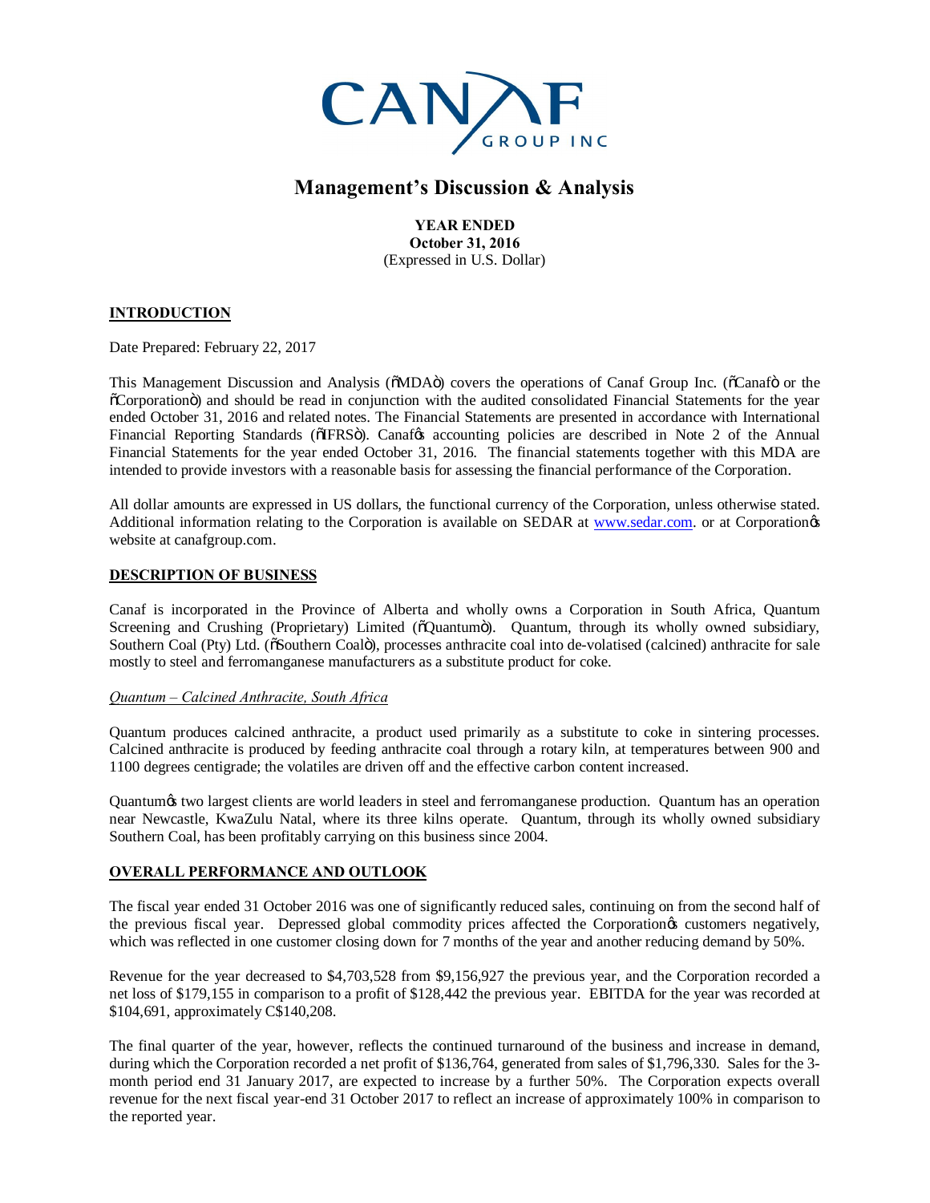# Management's Discussion & Analysis

**YEAR ENDED**
**October 31, 2016**
(Expressed in U.S. Dollar)

## INTRODUCTION

Date Prepared: February 22, 2017

This Management Discussion and Analysis ("MDA") covers the operations of Canaf Group Inc. ("Canaf" or the "Corporation") and should be read in conjunction with the audited consolidated Financial Statements for the year ended October 31, 2016 and related notes. The Financial Statements are presented in accordance with International Financial Reporting Standards ("IFRS"). Canaf's accounting policies are described in Note 2 of the Annual Financial Statements for the year ended October 31, 2016. The financial statements together with this MDA are intended to provide investors with a reasonable basis for assessing the financial performance of the Corporation.

All dollar amounts are expressed in US dollars, the functional currency of the Corporation, unless otherwise stated. Additional information relating to the Corporation is available on SEDAR at www.sedar.com. or at Corporation's website at canafgroup.com.

## DESCRIPTION OF BUSINESS

Canaf is incorporated in the Province of Alberta and wholly owns a Corporation in South Africa, Quantum Screening and Crushing (Proprietary) Limited ("Quantum"). Quantum, through its wholly owned subsidiary, Southern Coal (Pty) Ltd. ("Southern Coal"), processes anthracite coal into de-volatised (calcined) anthracite for sale mostly to steel and ferromanganese manufacturers as a substitute product for coke.

*Quantum – Calcined Anthracite, South Africa*

Quantum produces calcined anthracite, a product used primarily as a substitute to coke in sintering processes. Calcined anthracite is produced by feeding anthracite coal through a rotary kiln, at temperatures between 900 and 1100 degrees centigrade; the volatiles are driven off and the effective carbon content increased.

Quantum's two largest clients are world leaders in steel and ferromanganese production. Quantum has an operation near Newcastle, KwaZulu Natal, where its three kilns operate. Quantum, through its wholly owned subsidiary Southern Coal, has been profitably carrying on this business since 2004.

## OVERALL PERFORMANCE AND OUTLOOK

The fiscal year ended 31 October 2016 was one of significantly reduced sales, continuing on from the second half of the previous fiscal year. Depressed global commodity prices affected the Corporation's customers negatively, which was reflected in one customer closing down for 7 months of the year and another reducing demand by 50%.

Revenue for the year decreased to $4,703,528 from $9,156,927 the previous year, and the Corporation recorded a net loss of $179,155 in comparison to a profit of $128,442 the previous year. EBITDA for the year was recorded at $104,691, approximately C$140,208.

The final quarter of the year, however, reflects the continued turnaround of the business and increase in demand, during which the Corporation recorded a net profit of $136,764, generated from sales of $1,796,330. Sales for the 3-month period end 31 January 2017, are expected to increase by a further 50%. The Corporation expects overall revenue for the next fiscal year-end 31 October 2017 to reflect an increase of approximately 100% in comparison to the reported year.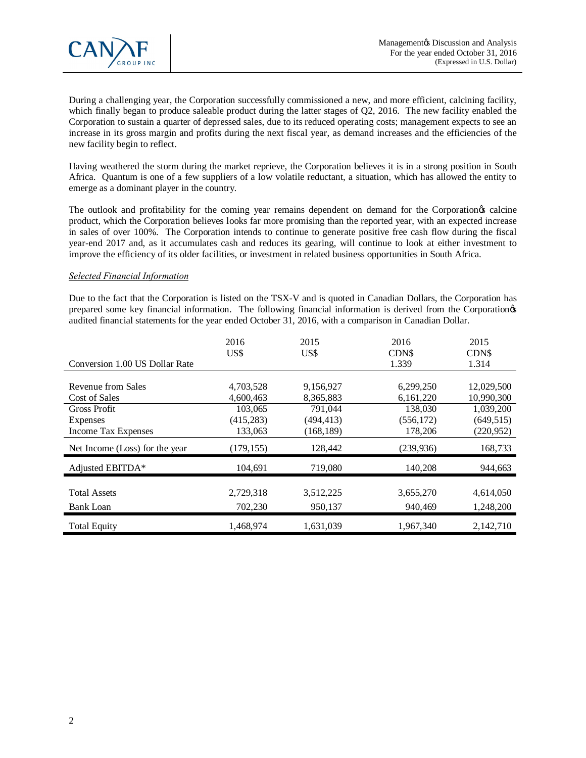During a challenging year, the Corporation successfully commissioned a new, and more efficient, calcining facility, which finally began to produce saleable product during the latter stages of Q2, 2016. The new facility enabled the Corporation to sustain a quarter of depressed sales, due to its reduced operating costs; management expects to see an increase in its gross margin and profits during the next fiscal year, as demand increases and the efficiencies of the new facility begin to reflect.

Having weathered the storm during the market reprieve, the Corporation believes it is in a strong position in South Africa. Quantum is one of a few suppliers of a low volatile reductant, a situation, which has allowed the entity to emerge as a dominant player in the country.

The outlook and profitability for the coming year remains dependent on demand for the Corporation's calcine product, which the Corporation believes looks far more promising than the reported year, with an expected increase in sales of over 100%. The Corporation intends to continue to generate positive free cash flow during the fiscal year-end 2017 and, as it accumulates cash and reduces its gearing, will continue to look at either investment to improve the efficiency of its older facilities, or investment in related business opportunities in South Africa.

*Selected Financial Information*

Due to the fact that the Corporation is listed on the TSX-V and is quoted in Canadian Dollars, the Corporation has prepared some key financial information. The following financial information is derived from the Corporation's audited financial statements for the year ended October 31, 2016, with a comparison in Canadian Dollar.

| | 2016 US$ | 2015 US$ | 2016 CDN$ | 2015 CDN$ |
|---|---|---|---|---|
| Conversion 1.00 US Dollar Rate | | | 1.339 | 1.314 |
| Revenue from Sales | 4,703,528 | 9,156,927 | 6,299,250 | 12,029,500 |
| Cost of Sales | 4,600,463 | 8,365,883 | 6,161,220 | 10,990,300 |
| Gross Profit | 103,065 | 791,044 | 138,030 | 1,039,200 |
| Expenses | (415,283) | (494,413) | (556,172) | (649,515) |
| Income Tax Expenses | 133,063 | (168,189) | 178,206 | (220,952) |
| Net Income (Loss) for the year | (179,155) | 128,442 | (239,936) | 168,733 |
| Adjusted EBITDA* | 104,691 | 719,080 | 140,208 | 944,663 |
| Total Assets | 2,729,318 | 3,512,225 | 3,655,270 | 4,614,050 |
| Bank Loan | 702,230 | 950,137 | 940,469 | 1,248,200 |
| Total Equity | 1,468,974 | 1,631,039 | 1,967,340 | 2,142,710 |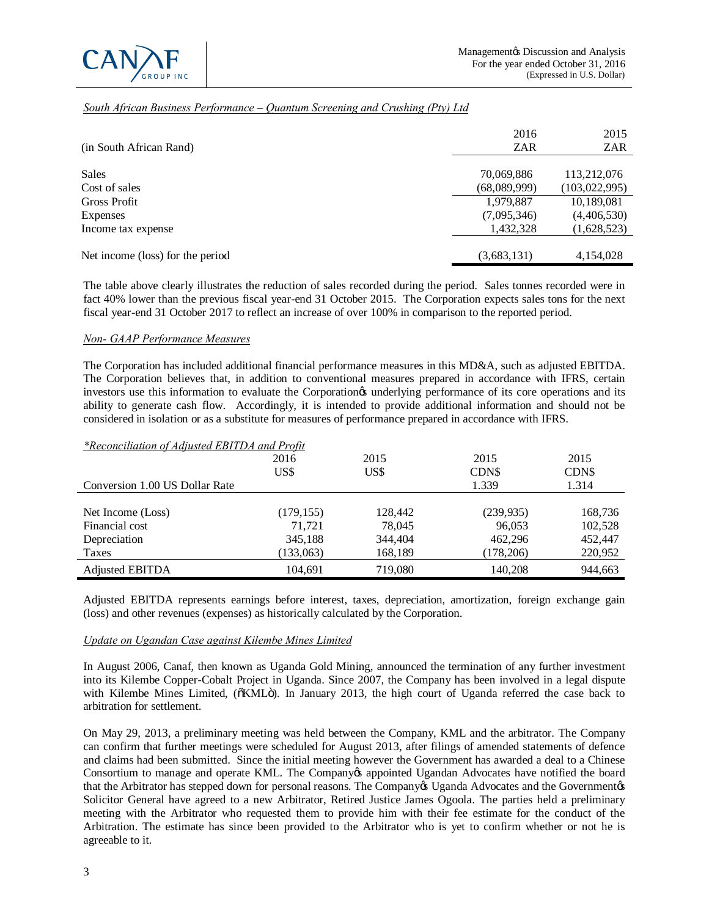*South African Business Performance – Quantum Screening and Crushing (Pty) Ltd*

| (in South African Rand) | 2016 ZAR | 2015 ZAR |
|---|---|---|
| Sales | 70,069,886 | 113,212,076 |
| Cost of sales | (68,089,999) | (103,022,995) |
| Gross Profit | 1,979,887 | 10,189,081 |
| Expenses | (7,095,346) | (4,406,530) |
| Income tax expense | 1,432,328 | (1,628,523) |
| Net income (loss) for the period | (3,683,131) | 4,154,028 |

The table above clearly illustrates the reduction of sales recorded during the period. Sales tonnes recorded were in fact 40% lower than the previous fiscal year-end 31 October 2015. The Corporation expects sales tons for the next fiscal year-end 31 October 2017 to reflect an increase of over 100% in comparison to the reported period.

*Non- GAAP Performance Measures*

The Corporation has included additional financial performance measures in this MD&A, such as adjusted EBITDA. The Corporation believes that, in addition to conventional measures prepared in accordance with IFRS, certain investors use this information to evaluate the Corporation's underlying performance of its core operations and its ability to generate cash flow. Accordingly, it is intended to provide additional information and should not be considered in isolation or as a substitute for measures of performance prepared in accordance with IFRS.

*\*Reconciliation of Adjusted EBITDA and Profit*

| | 2016 US$ | 2015 US$ | 2015 CDN$ | 2015 CDN$ |
|---|---|---|---|---|
| Conversion 1.00 US Dollar Rate | | | 1.339 | 1.314 |
| Net Income (Loss) | (179,155) | 128,442 | (239,935) | 168,736 |
| Financial cost | 71,721 | 78,045 | 96,053 | 102,528 |
| Depreciation | 345,188 | 344,404 | 462,296 | 452,447 |
| Taxes | (133,063) | 168,189 | (178,206) | 220,952 |
| Adjusted EBITDA | 104,691 | 719,080 | 140,208 | 944,663 |

Adjusted EBITDA represents earnings before interest, taxes, depreciation, amortization, foreign exchange gain (loss) and other revenues (expenses) as historically calculated by the Corporation.

*Update on Ugandan Case against Kilembe Mines Limited*

In August 2006, Canaf, then known as Uganda Gold Mining, announced the termination of any further investment into its Kilembe Copper-Cobalt Project in Uganda. Since 2007, the Company has been involved in a legal dispute with Kilembe Mines Limited, ("KML"). In January 2013, the high court of Uganda referred the case back to arbitration for settlement.

On May 29, 2013, a preliminary meeting was held between the Company, KML and the arbitrator. The Company can confirm that further meetings were scheduled for August 2013, after filings of amended statements of defence and claims had been submitted. Since the initial meeting however the Government has awarded a deal to a Chinese Consortium to manage and operate KML. The Company's appointed Ugandan Advocates have notified the board that the Arbitrator has stepped down for personal reasons. The Company's Uganda Advocates and the Government's Solicitor General have agreed to a new Arbitrator, Retired Justice James Ogoola. The parties held a preliminary meeting with the Arbitrator who requested them to provide him with their fee estimate for the conduct of the Arbitration. The estimate has since been provided to the Arbitrator who is yet to confirm whether or not he is agreeable to it.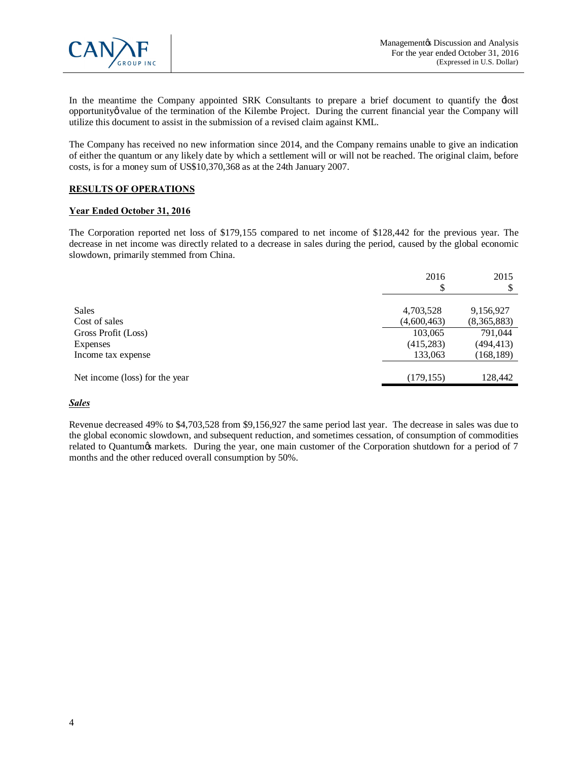In the meantime the Company appointed SRK Consultants to prepare a brief document to quantify the 'lost opportunity' value of the termination of the Kilembe Project. During the current financial year the Company will utilize this document to assist in the submission of a revised claim against KML.

The Company has received no new information since 2014, and the Company remains unable to give an indication of either the quantum or any likely date by which a settlement will or will not be reached. The original claim, before costs, is for a money sum of US$10,370,368 as at the 24th January 2007.

## RESULTS OF OPERATIONS

### Year Ended October 31, 2016

The Corporation reported net loss of $179,155 compared to net income of $128,442 for the previous year. The decrease in net income was directly related to a decrease in sales during the period, caused by the global economic slowdown, primarily stemmed from China.

| | 2016<br>$ | 2015<br>$ |
|---|---|---|
| Sales | 4,703,528 | 9,156,927 |
| Cost of sales | (4,600,463) | (8,365,883) |
| Gross Profit (Loss) | 103,065 | 791,044 |
| Expenses | (415,283) | (494,413) |
| Income tax expense | 133,063 | (168,189) |
| Net income (loss) for the year | (179,155) | 128,442 |

***Sales***

Revenue decreased 49% to $4,703,528 from $9,156,927 the same period last year. The decrease in sales was due to the global economic slowdown, and subsequent reduction, and sometimes cessation, of consumption of commodities related to Quantum's markets. During the year, one main customer of the Corporation shutdown for a period of 7 months and the other reduced overall consumption by 50%.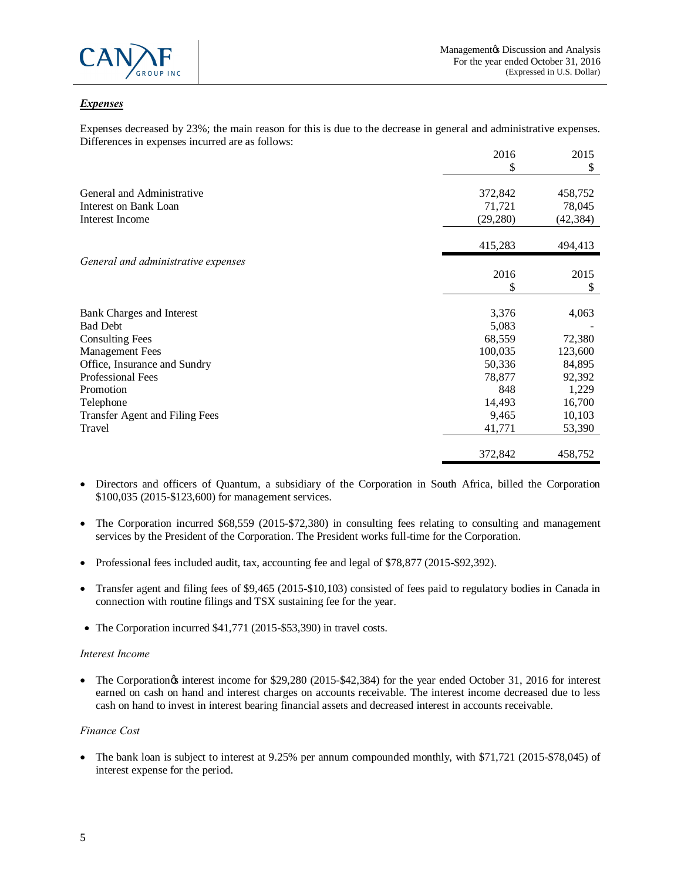***Expenses***

Expenses decreased by 23%; the main reason for this is due to the decrease in general and administrative expenses. Differences in expenses incurred are as follows:

| | 2016<br>$ | 2015<br>$ |
|---|---|---|
| General and Administrative | 372,842 | 458,752 |
| Interest on Bank Loan | 71,721 | 78,045 |
| Interest Income | (29,280) | (42,384) |
| | 415,283 | 494,413 |

*General and administrative expenses*

| | 2016<br>$ | 2015<br>$ |
|---|---|---|
| Bank Charges and Interest | 3,376 | 4,063 |
| Bad Debt | 5,083 | - |
| Consulting Fees | 68,559 | 72,380 |
| Management Fees | 100,035 | 123,600 |
| Office, Insurance and Sundry | 50,336 | 84,895 |
| Professional Fees | 78,877 | 92,392 |
| Promotion | 848 | 1,229 |
| Telephone | 14,493 | 16,700 |
| Transfer Agent and Filing Fees | 9,465 | 10,103 |
| Travel | 41,771 | 53,390 |
| | 372,842 | 458,752 |

- Directors and officers of Quantum, a subsidiary of the Corporation in South Africa, billed the Corporation $100,035 (2015-$123,600) for management services.
- The Corporation incurred $68,559 (2015-$72,380) in consulting fees relating to consulting and management services by the President of the Corporation. The President works full-time for the Corporation.
- Professional fees included audit, tax, accounting fee and legal of $78,877 (2015-$92,392).
- Transfer agent and filing fees of $9,465 (2015-$10,103) consisted of fees paid to regulatory bodies in Canada in connection with routine filings and TSX sustaining fee for the year.
- The Corporation incurred $41,771 (2015-$53,390) in travel costs.

*Interest Income*

- The Corporation's interest income for $29,280 (2015-$42,384) for the year ended October 31, 2016 for interest earned on cash on hand and interest charges on accounts receivable. The interest income decreased due to less cash on hand to invest in interest bearing financial assets and decreased interest in accounts receivable.

*Finance Cost*

- The bank loan is subject to interest at 9.25% per annum compounded monthly, with $71,721 (2015-$78,045) of interest expense for the period.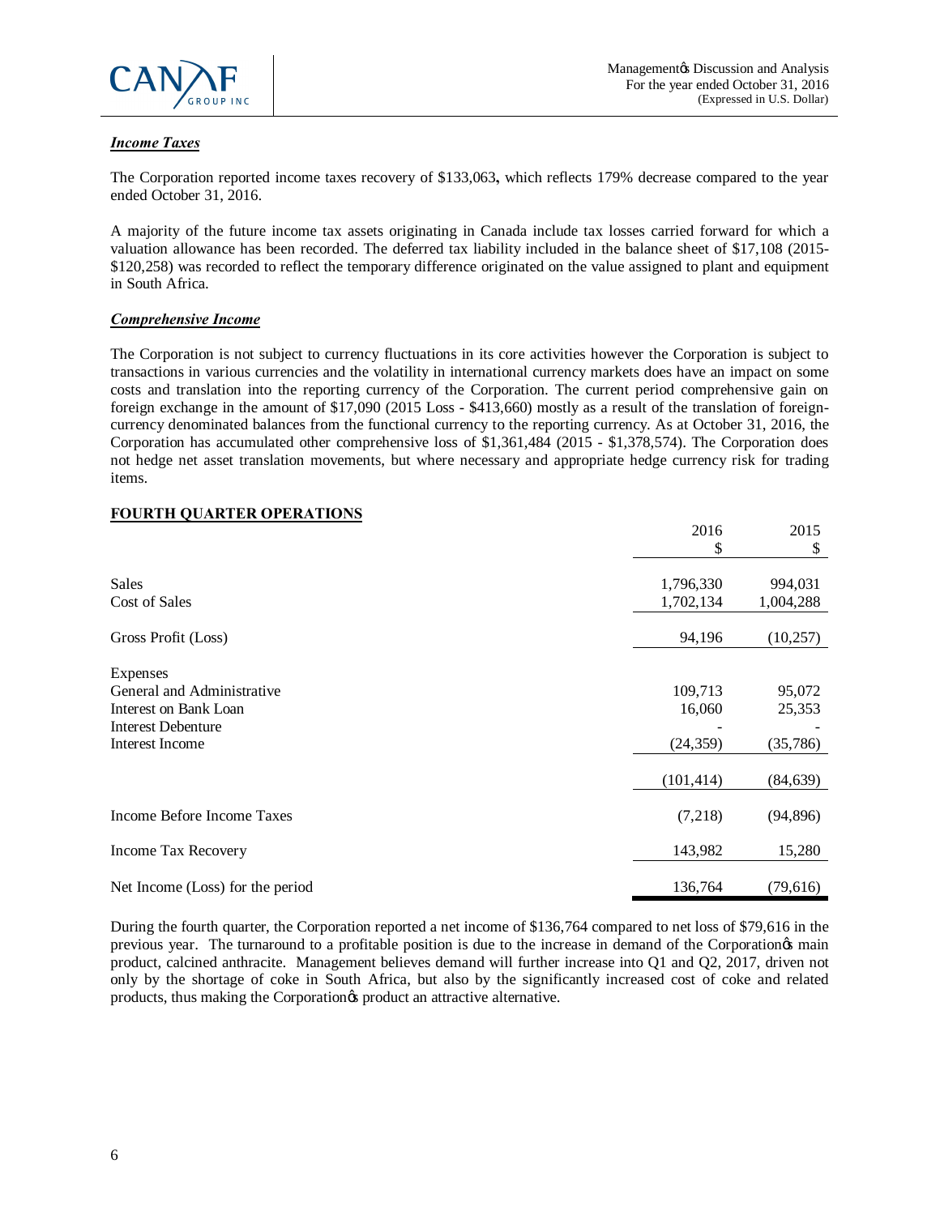### *Income Taxes*

The Corporation reported income taxes recovery of $133,063**,** which reflects 179% decrease compared to the year ended October 31, 2016.

A majority of the future income tax assets originating in Canada include tax losses carried forward for which a valuation allowance has been recorded. The deferred tax liability included in the balance sheet of $17,108 (2015- $120,258) was recorded to reflect the temporary difference originated on the value assigned to plant and equipment in South Africa.

### *Comprehensive Income*

The Corporation is not subject to currency fluctuations in its core activities however the Corporation is subject to transactions in various currencies and the volatility in international currency markets does have an impact on some costs and translation into the reporting currency of the Corporation. The current period comprehensive gain on foreign exchange in the amount of $17,090 (2015 Loss - $413,660) mostly as a result of the translation of foreign-currency denominated balances from the functional currency to the reporting currency. As at October 31, 2016, the Corporation has accumulated other comprehensive loss of $1,361,484 (2015 - $1,378,574). The Corporation does not hedge net asset translation movements, but where necessary and appropriate hedge currency risk for trading items.

## FOURTH QUARTER OPERATIONS

| | 2016<br>$ | 2015<br>$ |
|---|---|---|
| Sales | 1,796,330 | 994,031 |
| Cost of Sales | 1,702,134 | 1,004,288 |
| Gross Profit (Loss) | 94,196 | (10,257) |
| Expenses | | |
| General and Administrative | 109,713 | 95,072 |
| Interest on Bank Loan | 16,060 | 25,353 |
| Interest Debenture | - | - |
| Interest Income | (24,359) | (35,786) |
| | (101,414) | (84,639) |
| Income Before Income Taxes | (7,218) | (94,896) |
| Income Tax Recovery | 143,982 | 15,280 |
| Net Income (Loss) for the period | 136,764 | (79,616) |

During the fourth quarter, the Corporation reported a net income of $136,764 compared to net loss of $79,616 in the previous year. The turnaround to a profitable position is due to the increase in demand of the Corporation's main product, calcined anthracite. Management believes demand will further increase into Q1 and Q2, 2017, driven not only by the shortage of coke in South Africa, but also by the significantly increased cost of coke and related products, thus making the Corporation's product an attractive alternative.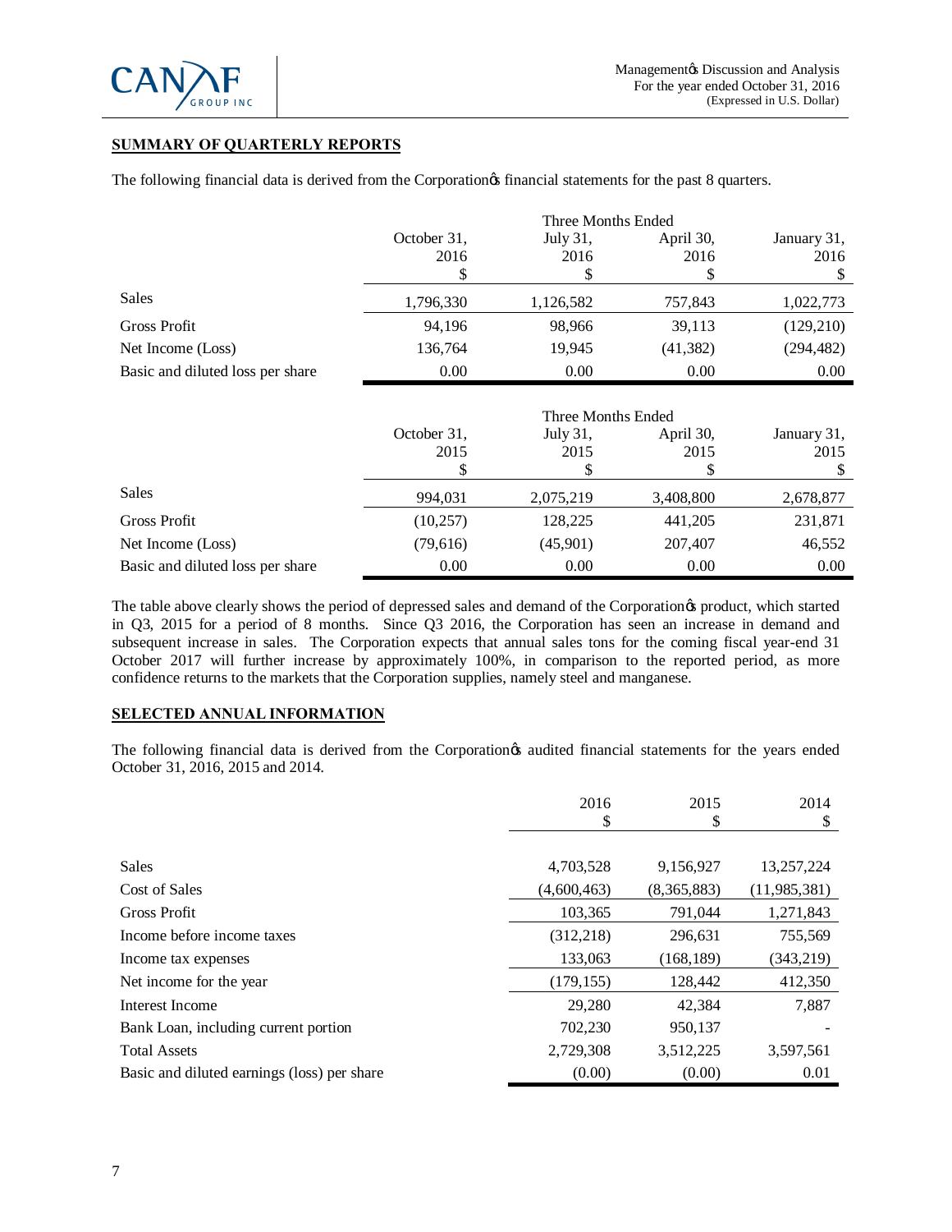## SUMMARY OF QUARTERLY REPORTS

The following financial data is derived from the Corporationøs financial statements for the past 8 quarters.

| | Three Months Ended | | | |
|---|---|---|---|---|
| | October 31, 2016 $ | July 31, 2016 $ | April 30, 2016 $ | January 31, 2016 $ |
| Sales | 1,796,330 | 1,126,582 | 757,843 | 1,022,773 |
| Gross Profit | 94,196 | 98,966 | 39,113 | (129,210) |
| Net Income (Loss) | 136,764 | 19,945 | (41,382) | (294,482) |
| Basic and diluted loss per share | 0.00 | 0.00 | 0.00 | 0.00 |

| | Three Months Ended | | | |
|---|---|---|---|---|
| | October 31, 2015 $ | July 31, 2015 $ | April 30, 2015 $ | January 31, 2015 $ |
| Sales | 994,031 | 2,075,219 | 3,408,800 | 2,678,877 |
| Gross Profit | (10,257) | 128,225 | 441,205 | 231,871 |
| Net Income (Loss) | (79,616) | (45,901) | 207,407 | 46,552 |
| Basic and diluted loss per share | 0.00 | 0.00 | 0.00 | 0.00 |

The table above clearly shows the period of depressed sales and demand of the Corporationøs product, which started in Q3, 2015 for a period of 8 months. Since Q3 2016, the Corporation has seen an increase in demand and subsequent increase in sales. The Corporation expects that annual sales tons for the coming fiscal year-end 31 October 2017 will further increase by approximately 100%, in comparison to the reported period, as more confidence returns to the markets that the Corporation supplies, namely steel and manganese.

## SELECTED ANNUAL INFORMATION

The following financial data is derived from the Corporationøs audited financial statements for the years ended October 31, 2016, 2015 and 2014.

| | 2016 $ | 2015 $ | 2014 $ |
|---|---|---|---|
| Sales | 4,703,528 | 9,156,927 | 13,257,224 |
| Cost of Sales | (4,600,463) | (8,365,883) | (11,985,381) |
| Gross Profit | 103,365 | 791,044 | 1,271,843 |
| Income before income taxes | (312,218) | 296,631 | 755,569 |
| Income tax expenses | 133,063 | (168,189) | (343,219) |
| Net income for the year | (179,155) | 128,442 | 412,350 |
| Interest Income | 29,280 | 42,384 | 7,887 |
| Bank Loan, including current portion | 702,230 | 950,137 | - |
| Total Assets | 2,729,308 | 3,512,225 | 3,597,561 |
| Basic and diluted earnings (loss) per share | (0.00) | (0.00) | 0.01 |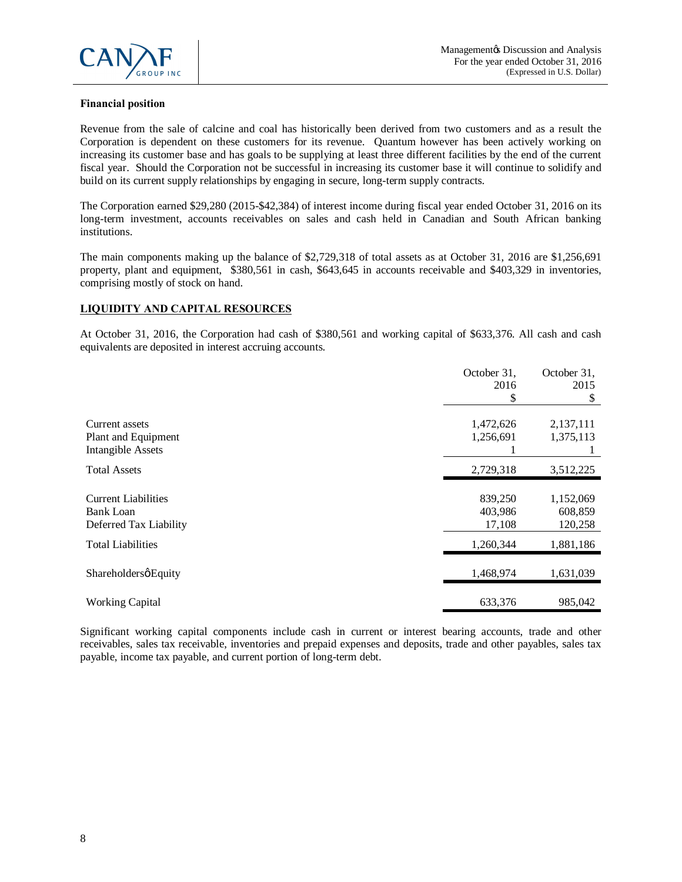**Financial position**

Revenue from the sale of calcine and coal has historically been derived from two customers and as a result the Corporation is dependent on these customers for its revenue. Quantum however has been actively working on increasing its customer base and has goals to be supplying at least three different facilities by the end of the current fiscal year. Should the Corporation not be successful in increasing its customer base it will continue to solidify and build on its current supply relationships by engaging in secure, long-term supply contracts.

The Corporation earned $29,280 (2015-$42,384) of interest income during fiscal year ended October 31, 2016 on its long-term investment, accounts receivables on sales and cash held in Canadian and South African banking institutions.

The main components making up the balance of $2,729,318 of total assets as at October 31, 2016 are $1,256,691 property, plant and equipment, $380,561 in cash, $643,645 in accounts receivable and $403,329 in inventories, comprising mostly of stock on hand.

## LIQUIDITY AND CAPITAL RESOURCES

At October 31, 2016, the Corporation had cash of $380,561 and working capital of $633,376. All cash and cash equivalents are deposited in interest accruing accounts.

| | October 31, 2016 $ | October 31, 2015 $ |
|---|---|---|
| Current assets | 1,472,626 | 2,137,111 |
| Plant and Equipment | 1,256,691 | 1,375,113 |
| Intangible Assets | 1 | 1 |
| Total Assets | 2,729,318 | 3,512,225 |
| Current Liabilities | 839,250 | 1,152,069 |
| Bank Loan | 403,986 | 608,859 |
| Deferred Tax Liability | 17,108 | 120,258 |
| Total Liabilities | 1,260,344 | 1,881,186 |
| Shareholders' Equity | 1,468,974 | 1,631,039 |
| Working Capital | 633,376 | 985,042 |

Significant working capital components include cash in current or interest bearing accounts, trade and other receivables, sales tax receivable, inventories and prepaid expenses and deposits, trade and other payables, sales tax payable, income tax payable, and current portion of long-term debt.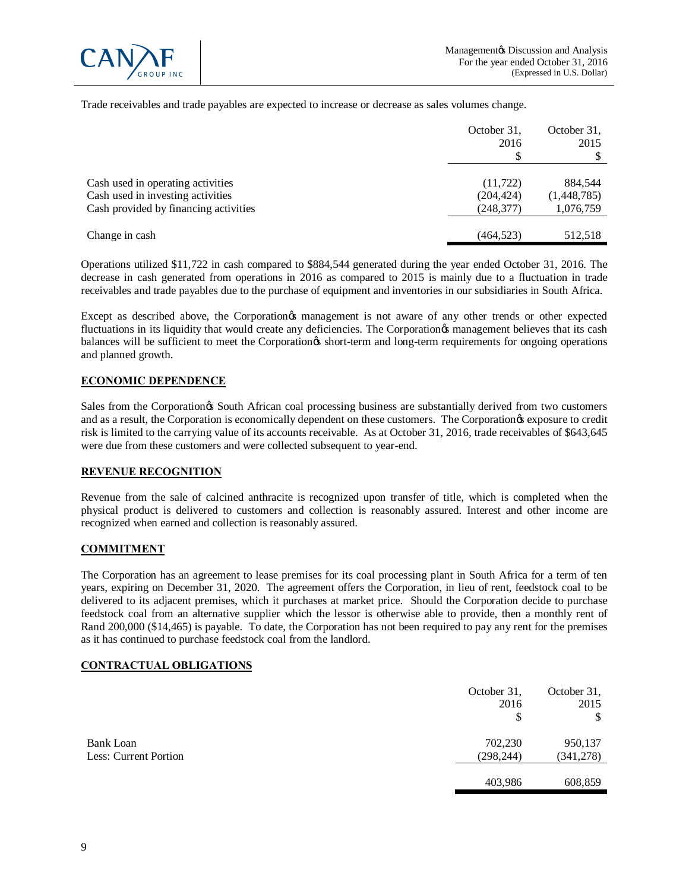Trade receivables and trade payables are expected to increase or decrease as sales volumes change.

| | October 31, 2016 $ | October 31, 2015 $ |
|---|---|---|
| Cash used in operating activities | (11,722) | 884,544 |
| Cash used in investing activities | (204,424) | (1,448,785) |
| Cash provided by financing activities | (248,377) | 1,076,759 |
| Change in cash | (464,523) | 512,518 |

Operations utilized $11,722 in cash compared to $884,544 generated during the year ended October 31, 2016. The decrease in cash generated from operations in 2016 as compared to 2015 is mainly due to a fluctuation in trade receivables and trade payables due to the purchase of equipment and inventories in our subsidiaries in South Africa.

Except as described above, the Corporation's management is not aware of any other trends or other expected fluctuations in its liquidity that would create any deficiencies. The Corporation's management believes that its cash balances will be sufficient to meet the Corporation's short-term and long-term requirements for ongoing operations and planned growth.

## ECONOMIC DEPENDENCE

Sales from the Corporation's South African coal processing business are substantially derived from two customers and as a result, the Corporation is economically dependent on these customers. The Corporation's exposure to credit risk is limited to the carrying value of its accounts receivable. As at October 31, 2016, trade receivables of $643,645 were due from these customers and were collected subsequent to year-end.

## REVENUE RECOGNITION

Revenue from the sale of calcined anthracite is recognized upon transfer of title, which is completed when the physical product is delivered to customers and collection is reasonably assured. Interest and other income are recognized when earned and collection is reasonably assured.

## COMMITMENT

The Corporation has an agreement to lease premises for its coal processing plant in South Africa for a term of ten years, expiring on December 31, 2020. The agreement offers the Corporation, in lieu of rent, feedstock coal to be delivered to its adjacent premises, which it purchases at market price. Should the Corporation decide to purchase feedstock coal from an alternative supplier which the lessor is otherwise able to provide, then a monthly rent of Rand 200,000 ($14,465) is payable. To date, the Corporation has not been required to pay any rent for the premises as it has continued to purchase feedstock coal from the landlord.

## CONTRACTUAL OBLIGATIONS

| | October 31, 2016 $ | October 31, 2015 $ |
|---|---|---|
| Bank Loan | 702,230 | 950,137 |
| Less: Current Portion | (298,244) | (341,278) |
| | 403,986 | 608,859 |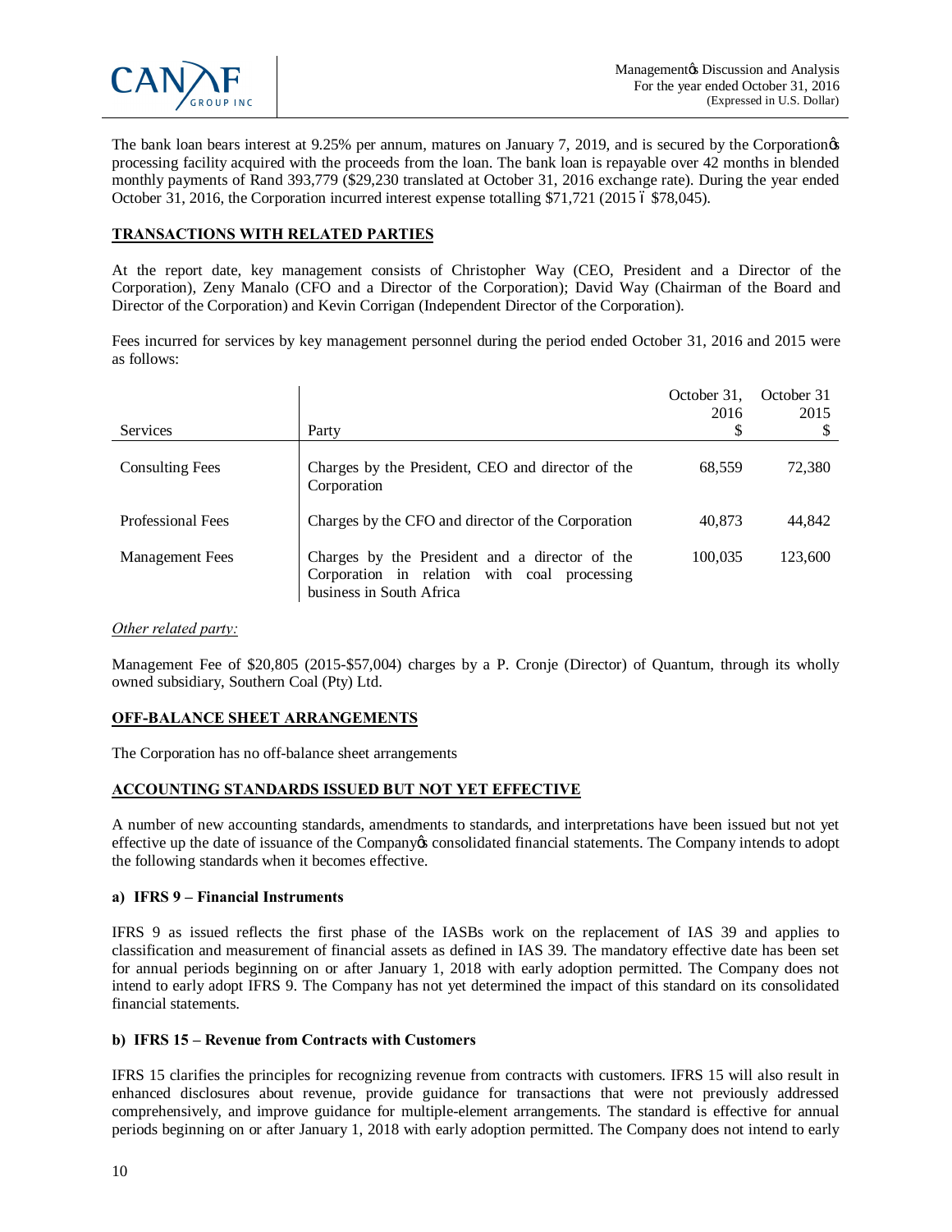The bank loan bears interest at 9.25% per annum, matures on January 7, 2019, and is secured by the Corporationꞌs processing facility acquired with the proceeds from the loan. The bank loan is repayable over 42 months in blended monthly payments of Rand 393,779 ($29,230 translated at October 31, 2016 exchange rate). During the year ended October 31, 2016, the Corporation incurred interest expense totalling $71,721 (2015 – $78,045).

## TRANSACTIONS WITH RELATED PARTIES

At the report date, key management consists of Christopher Way (CEO, President and a Director of the Corporation), Zeny Manalo (CFO and a Director of the Corporation); David Way (Chairman of the Board and Director of the Corporation) and Kevin Corrigan (Independent Director of the Corporation).

Fees incurred for services by key management personnel during the period ended October 31, 2016 and 2015 were as follows:

| Services | Party | October 31, 2016 $ | October 31 2015 $ |
|---|---|---|---|
| Consulting Fees | Charges by the President, CEO and director of the Corporation | 68,559 | 72,380 |
| Professional Fees | Charges by the CFO and director of the Corporation | 40,873 | 44,842 |
| Management Fees | Charges by the President and a director of the Corporation in relation with coal processing business in South Africa | 100,035 | 123,600 |

*Other related party:*

Management Fee of $20,805 (2015-$57,004) charges by a P. Cronje (Director) of Quantum, through its wholly owned subsidiary, Southern Coal (Pty) Ltd.

## OFF-BALANCE SHEET ARRANGEMENTS

The Corporation has no off-balance sheet arrangements

## ACCOUNTING STANDARDS ISSUED BUT NOT YET EFFECTIVE

A number of new accounting standards, amendments to standards, and interpretations have been issued but not yet effective up the date of issuance of the Companyꞌs consolidated financial statements. The Company intends to adopt the following standards when it becomes effective.

### a) IFRS 9 – Financial Instruments

IFRS 9 as issued reflects the first phase of the IASBs work on the replacement of IAS 39 and applies to classification and measurement of financial assets as defined in IAS 39. The mandatory effective date has been set for annual periods beginning on or after January 1, 2018 with early adoption permitted. The Company does not intend to early adopt IFRS 9. The Company has not yet determined the impact of this standard on its consolidated financial statements.

### b) IFRS 15 – Revenue from Contracts with Customers

IFRS 15 clarifies the principles for recognizing revenue from contracts with customers. IFRS 15 will also result in enhanced disclosures about revenue, provide guidance for transactions that were not previously addressed comprehensively, and improve guidance for multiple-element arrangements. The standard is effective for annual periods beginning on or after January 1, 2018 with early adoption permitted. The Company does not intend to early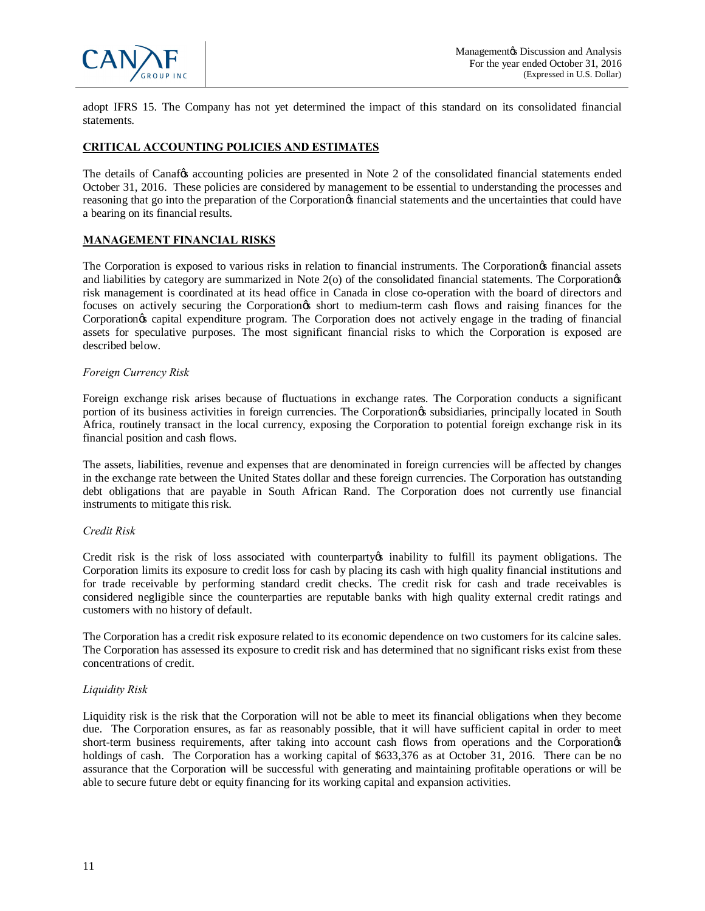adopt IFRS 15. The Company has not yet determined the impact of this standard on its consolidated financial statements.

## CRITICAL ACCOUNTING POLICIES AND ESTIMATES

The details of Canaf's accounting policies are presented in Note 2 of the consolidated financial statements ended October 31, 2016. These policies are considered by management to be essential to understanding the processes and reasoning that go into the preparation of the Corporation's financial statements and the uncertainties that could have a bearing on its financial results.

## MANAGEMENT FINANCIAL RISKS

The Corporation is exposed to various risks in relation to financial instruments. The Corporation's financial assets and liabilities by category are summarized in Note 2(o) of the consolidated financial statements. The Corporation's risk management is coordinated at its head office in Canada in close co-operation with the board of directors and focuses on actively securing the Corporation's short to medium-term cash flows and raising finances for the Corporation's capital expenditure program. The Corporation does not actively engage in the trading of financial assets for speculative purposes. The most significant financial risks to which the Corporation is exposed are described below.

*Foreign Currency Risk*

Foreign exchange risk arises because of fluctuations in exchange rates. The Corporation conducts a significant portion of its business activities in foreign currencies. The Corporation's subsidiaries, principally located in South Africa, routinely transact in the local currency, exposing the Corporation to potential foreign exchange risk in its financial position and cash flows.

The assets, liabilities, revenue and expenses that are denominated in foreign currencies will be affected by changes in the exchange rate between the United States dollar and these foreign currencies. The Corporation has outstanding debt obligations that are payable in South African Rand. The Corporation does not currently use financial instruments to mitigate this risk.

*Credit Risk*

Credit risk is the risk of loss associated with counterparty's inability to fulfill its payment obligations. The Corporation limits its exposure to credit loss for cash by placing its cash with high quality financial institutions and for trade receivable by performing standard credit checks. The credit risk for cash and trade receivables is considered negligible since the counterparties are reputable banks with high quality external credit ratings and customers with no history of default.

The Corporation has a credit risk exposure related to its economic dependence on two customers for its calcine sales. The Corporation has assessed its exposure to credit risk and has determined that no significant risks exist from these concentrations of credit.

*Liquidity Risk*

Liquidity risk is the risk that the Corporation will not be able to meet its financial obligations when they become due. The Corporation ensures, as far as reasonably possible, that it will have sufficient capital in order to meet short-term business requirements, after taking into account cash flows from operations and the Corporation's holdings of cash. The Corporation has a working capital of $633,376 as at October 31, 2016. There can be no assurance that the Corporation will be successful with generating and maintaining profitable operations or will be able to secure future debt or equity financing for its working capital and expansion activities.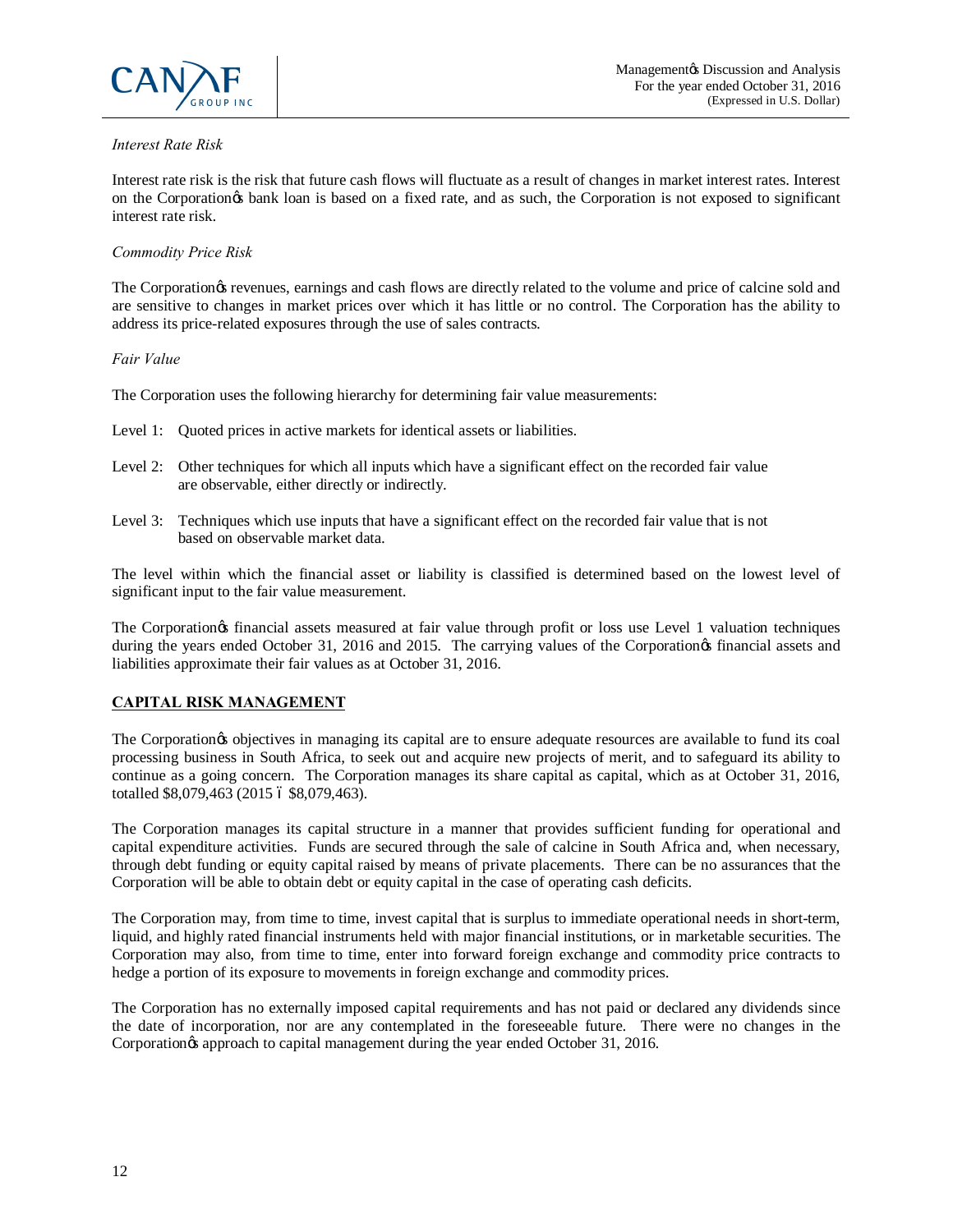*Interest Rate Risk*

Interest rate risk is the risk that future cash flows will fluctuate as a result of changes in market interest rates. Interest on the Corporation's bank loan is based on a fixed rate, and as such, the Corporation is not exposed to significant interest rate risk.

*Commodity Price Risk*

The Corporation's revenues, earnings and cash flows are directly related to the volume and price of calcine sold and are sensitive to changes in market prices over which it has little or no control. The Corporation has the ability to address its price-related exposures through the use of sales contracts.

*Fair Value*

The Corporation uses the following hierarchy for determining fair value measurements:

Level 1: Quoted prices in active markets for identical assets or liabilities.

Level 2: Other techniques for which all inputs which have a significant effect on the recorded fair value are observable, either directly or indirectly.

Level 3: Techniques which use inputs that have a significant effect on the recorded fair value that is not based on observable market data.

The level within which the financial asset or liability is classified is determined based on the lowest level of significant input to the fair value measurement.

The Corporation's financial assets measured at fair value through profit or loss use Level 1 valuation techniques during the years ended October 31, 2016 and 2015. The carrying values of the Corporation's financial assets and liabilities approximate their fair values as at October 31, 2016.

## CAPITAL RISK MANAGEMENT

The Corporation's objectives in managing its capital are to ensure adequate resources are available to fund its coal processing business in South Africa, to seek out and acquire new projects of merit, and to safeguard its ability to continue as a going concern. The Corporation manages its share capital as capital, which as at October 31, 2016, totalled $8,079,463 (2015 – $8,079,463).

The Corporation manages its capital structure in a manner that provides sufficient funding for operational and capital expenditure activities. Funds are secured through the sale of calcine in South Africa and, when necessary, through debt funding or equity capital raised by means of private placements. There can be no assurances that the Corporation will be able to obtain debt or equity capital in the case of operating cash deficits.

The Corporation may, from time to time, invest capital that is surplus to immediate operational needs in short-term, liquid, and highly rated financial instruments held with major financial institutions, or in marketable securities. The Corporation may also, from time to time, enter into forward foreign exchange and commodity price contracts to hedge a portion of its exposure to movements in foreign exchange and commodity prices.

The Corporation has no externally imposed capital requirements and has not paid or declared any dividends since the date of incorporation, nor are any contemplated in the foreseeable future. There were no changes in the Corporation's approach to capital management during the year ended October 31, 2016.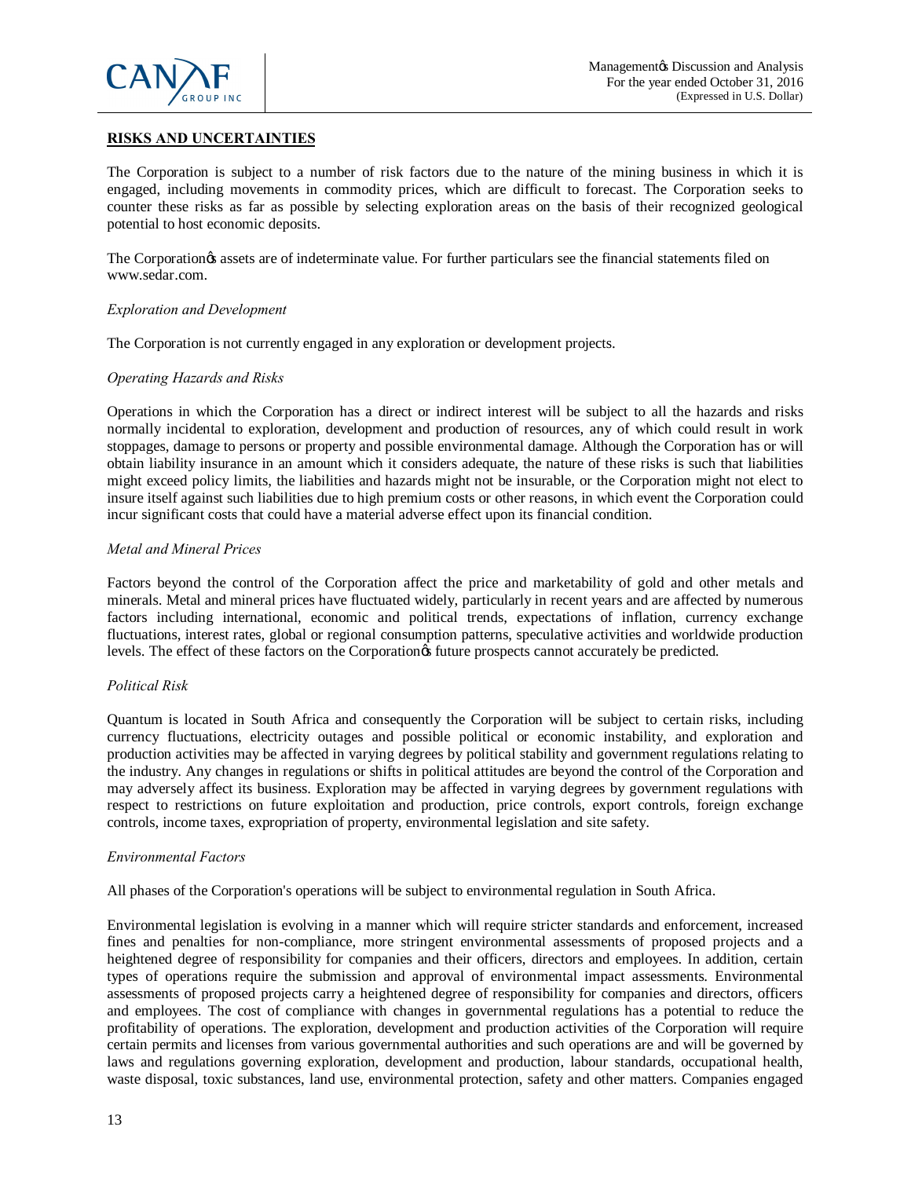## RISKS AND UNCERTAINTIES

The Corporation is subject to a number of risk factors due to the nature of the mining business in which it is engaged, including movements in commodity prices, which are difficult to forecast. The Corporation seeks to counter these risks as far as possible by selecting exploration areas on the basis of their recognized geological potential to host economic deposits.

The Corporation's assets are of indeterminate value. For further particulars see the financial statements filed on www.sedar.com.

*Exploration and Development*

The Corporation is not currently engaged in any exploration or development projects.

*Operating Hazards and Risks*

Operations in which the Corporation has a direct or indirect interest will be subject to all the hazards and risks normally incidental to exploration, development and production of resources, any of which could result in work stoppages, damage to persons or property and possible environmental damage. Although the Corporation has or will obtain liability insurance in an amount which it considers adequate, the nature of these risks is such that liabilities might exceed policy limits, the liabilities and hazards might not be insurable, or the Corporation might not elect to insure itself against such liabilities due to high premium costs or other reasons, in which event the Corporation could incur significant costs that could have a material adverse effect upon its financial condition.

*Metal and Mineral Prices*

Factors beyond the control of the Corporation affect the price and marketability of gold and other metals and minerals. Metal and mineral prices have fluctuated widely, particularly in recent years and are affected by numerous factors including international, economic and political trends, expectations of inflation, currency exchange fluctuations, interest rates, global or regional consumption patterns, speculative activities and worldwide production levels. The effect of these factors on the Corporation's future prospects cannot accurately be predicted.

*Political Risk*

Quantum is located in South Africa and consequently the Corporation will be subject to certain risks, including currency fluctuations, electricity outages and possible political or economic instability, and exploration and production activities may be affected in varying degrees by political stability and government regulations relating to the industry. Any changes in regulations or shifts in political attitudes are beyond the control of the Corporation and may adversely affect its business. Exploration may be affected in varying degrees by government regulations with respect to restrictions on future exploitation and production, price controls, export controls, foreign exchange controls, income taxes, expropriation of property, environmental legislation and site safety.

*Environmental Factors*

All phases of the Corporation's operations will be subject to environmental regulation in South Africa.

Environmental legislation is evolving in a manner which will require stricter standards and enforcement, increased fines and penalties for non-compliance, more stringent environmental assessments of proposed projects and a heightened degree of responsibility for companies and their officers, directors and employees. In addition, certain types of operations require the submission and approval of environmental impact assessments. Environmental assessments of proposed projects carry a heightened degree of responsibility for companies and directors, officers and employees. The cost of compliance with changes in governmental regulations has a potential to reduce the profitability of operations. The exploration, development and production activities of the Corporation will require certain permits and licenses from various governmental authorities and such operations are and will be governed by laws and regulations governing exploration, development and production, labour standards, occupational health, waste disposal, toxic substances, land use, environmental protection, safety and other matters. Companies engaged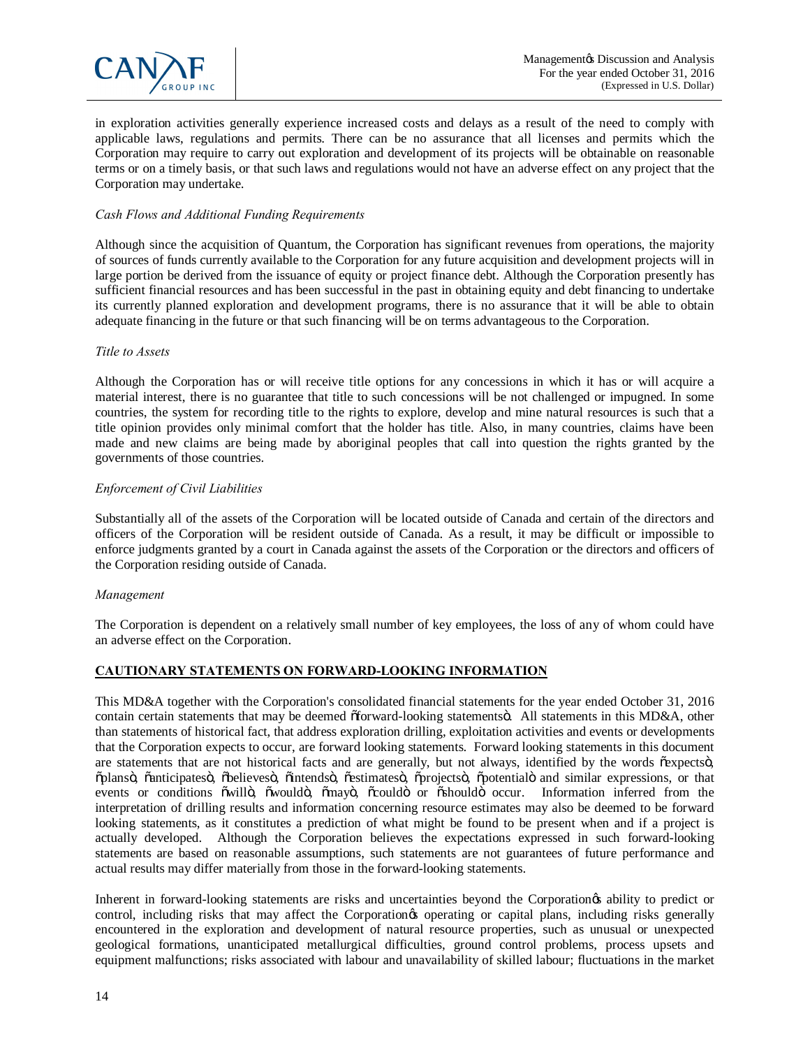in exploration activities generally experience increased costs and delays as a result of the need to comply with applicable laws, regulations and permits. There can be no assurance that all licenses and permits which the Corporation may require to carry out exploration and development of its projects will be obtainable on reasonable terms or on a timely basis, or that such laws and regulations would not have an adverse effect on any project that the Corporation may undertake.

*Cash Flows and Additional Funding Requirements*

Although since the acquisition of Quantum, the Corporation has significant revenues from operations, the majority of sources of funds currently available to the Corporation for any future acquisition and development projects will in large portion be derived from the issuance of equity or project finance debt. Although the Corporation presently has sufficient financial resources and has been successful in the past in obtaining equity and debt financing to undertake its currently planned exploration and development programs, there is no assurance that it will be able to obtain adequate financing in the future or that such financing will be on terms advantageous to the Corporation.

*Title to Assets*

Although the Corporation has or will receive title options for any concessions in which it has or will acquire a material interest, there is no guarantee that title to such concessions will be not challenged or impugned. In some countries, the system for recording title to the rights to explore, develop and mine natural resources is such that a title opinion provides only minimal comfort that the holder has title. Also, in many countries, claims have been made and new claims are being made by aboriginal peoples that call into question the rights granted by the governments of those countries.

*Enforcement of Civil Liabilities*

Substantially all of the assets of the Corporation will be located outside of Canada and certain of the directors and officers of the Corporation will be resident outside of Canada. As a result, it may be difficult or impossible to enforce judgments granted by a court in Canada against the assets of the Corporation or the directors and officers of the Corporation residing outside of Canada.

*Management*

The Corporation is dependent on a relatively small number of key employees, the loss of any of whom could have an adverse effect on the Corporation.

## CAUTIONARY STATEMENTS ON FORWARD-LOOKING INFORMATION

This MD&A together with the Corporation's consolidated financial statements for the year ended October 31, 2016 contain certain statements that may be deemed "forward-looking statements". All statements in this MD&A, other than statements of historical fact, that address exploration drilling, exploitation activities and events or developments that the Corporation expects to occur, are forward looking statements. Forward looking statements in this document are statements that are not historical facts and are generally, but not always, identified by the words "expects", "plans", "anticipates", "believes", "intends", "estimates", "projects", "potential" and similar expressions, or that events or conditions "will", "would", "may", "could" or "should" occur. Information inferred from the interpretation of drilling results and information concerning resource estimates may also be deemed to be forward looking statements, as it constitutes a prediction of what might be found to be present when and if a project is actually developed. Although the Corporation believes the expectations expressed in such forward-looking statements are based on reasonable assumptions, such statements are not guarantees of future performance and actual results may differ materially from those in the forward-looking statements.

Inherent in forward-looking statements are risks and uncertainties beyond the Corporation's ability to predict or control, including risks that may affect the Corporation's operating or capital plans, including risks generally encountered in the exploration and development of natural resource properties, such as unusual or unexpected geological formations, unanticipated metallurgical difficulties, ground control problems, process upsets and equipment malfunctions; risks associated with labour and unavailability of skilled labour; fluctuations in the market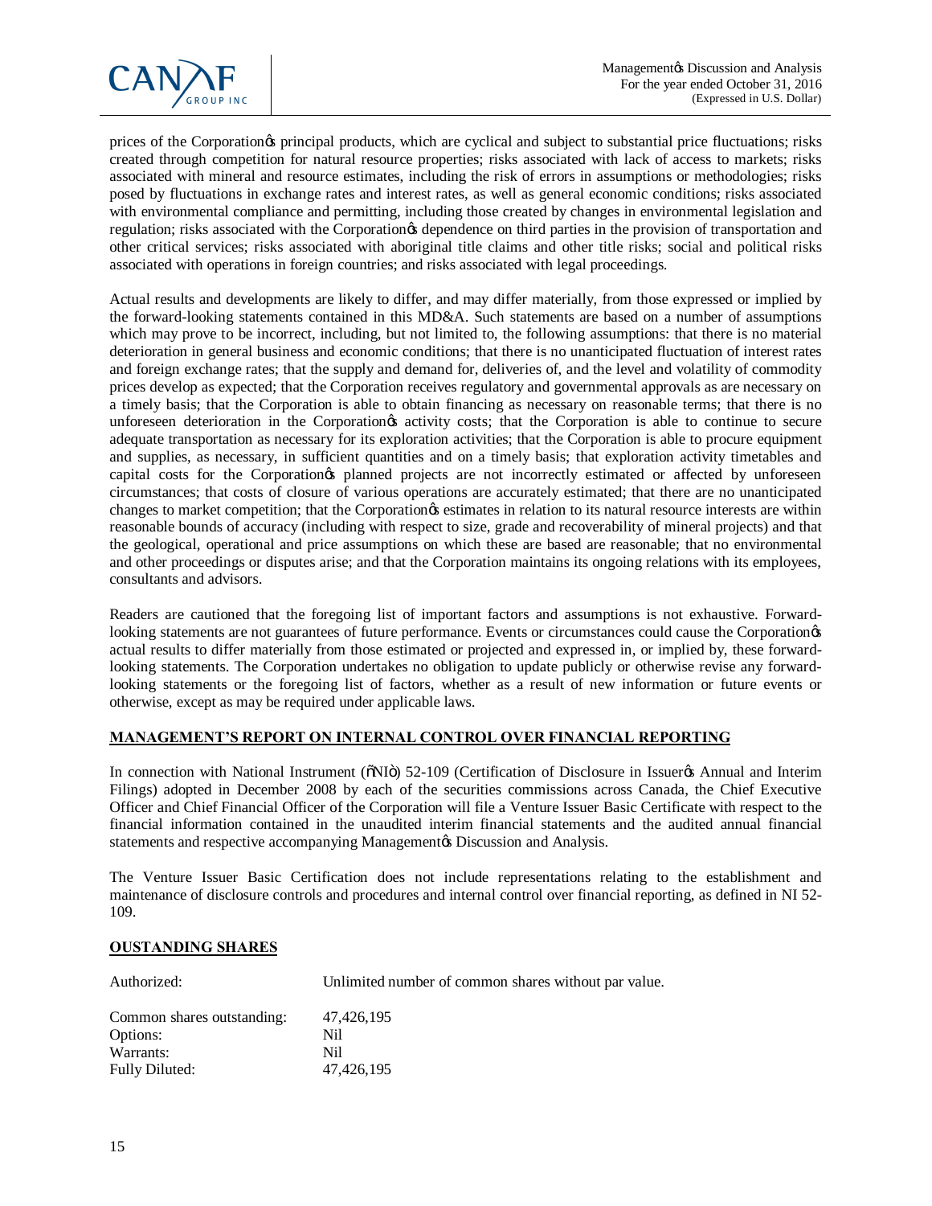prices of the Corporation's principal products, which are cyclical and subject to substantial price fluctuations; risks created through competition for natural resource properties; risks associated with lack of access to markets; risks associated with mineral and resource estimates, including the risk of errors in assumptions or methodologies; risks posed by fluctuations in exchange rates and interest rates, as well as general economic conditions; risks associated with environmental compliance and permitting, including those created by changes in environmental legislation and regulation; risks associated with the Corporation's dependence on third parties in the provision of transportation and other critical services; risks associated with aboriginal title claims and other title risks; social and political risks associated with operations in foreign countries; and risks associated with legal proceedings.

Actual results and developments are likely to differ, and may differ materially, from those expressed or implied by the forward-looking statements contained in this MD&A. Such statements are based on a number of assumptions which may prove to be incorrect, including, but not limited to, the following assumptions: that there is no material deterioration in general business and economic conditions; that there is no unanticipated fluctuation of interest rates and foreign exchange rates; that the supply and demand for, deliveries of, and the level and volatility of commodity prices develop as expected; that the Corporation receives regulatory and governmental approvals as are necessary on a timely basis; that the Corporation is able to obtain financing as necessary on reasonable terms; that there is no unforeseen deterioration in the Corporation's activity costs; that the Corporation is able to continue to secure adequate transportation as necessary for its exploration activities; that the Corporation is able to procure equipment and supplies, as necessary, in sufficient quantities and on a timely basis; that exploration activity timetables and capital costs for the Corporation's planned projects are not incorrectly estimated or affected by unforeseen circumstances; that costs of closure of various operations are accurately estimated; that there are no unanticipated changes to market competition; that the Corporation's estimates in relation to its natural resource interests are within reasonable bounds of accuracy (including with respect to size, grade and recoverability of mineral projects) and that the geological, operational and price assumptions on which these are based are reasonable; that no environmental and other proceedings or disputes arise; and that the Corporation maintains its ongoing relations with its employees, consultants and advisors.

Readers are cautioned that the foregoing list of important factors and assumptions is not exhaustive. Forward-looking statements are not guarantees of future performance. Events or circumstances could cause the Corporation's actual results to differ materially from those estimated or projected and expressed in, or implied by, these forward-looking statements. The Corporation undertakes no obligation to update publicly or otherwise revise any forward-looking statements or the foregoing list of factors, whether as a result of new information or future events or otherwise, except as may be required under applicable laws.

## MANAGEMENT'S REPORT ON INTERNAL CONTROL OVER FINANCIAL REPORTING

In connection with National Instrument ("NI") 52-109 (Certification of Disclosure in Issuer's Annual and Interim Filings) adopted in December 2008 by each of the securities commissions across Canada, the Chief Executive Officer and Chief Financial Officer of the Corporation will file a Venture Issuer Basic Certificate with respect to the financial information contained in the unaudited interim financial statements and the audited annual financial statements and respective accompanying Management's Discussion and Analysis.

The Venture Issuer Basic Certification does not include representations relating to the establishment and maintenance of disclosure controls and procedures and internal control over financial reporting, as defined in NI 52-109.

## OUSTANDING SHARES

| | |
|---|---|
| Authorized: | Unlimited number of common shares without par value. |
| Common shares outstanding: | 47,426,195 |
| Options: | Nil |
| Warrants: | Nil |
| Fully Diluted: | 47,426,195 |